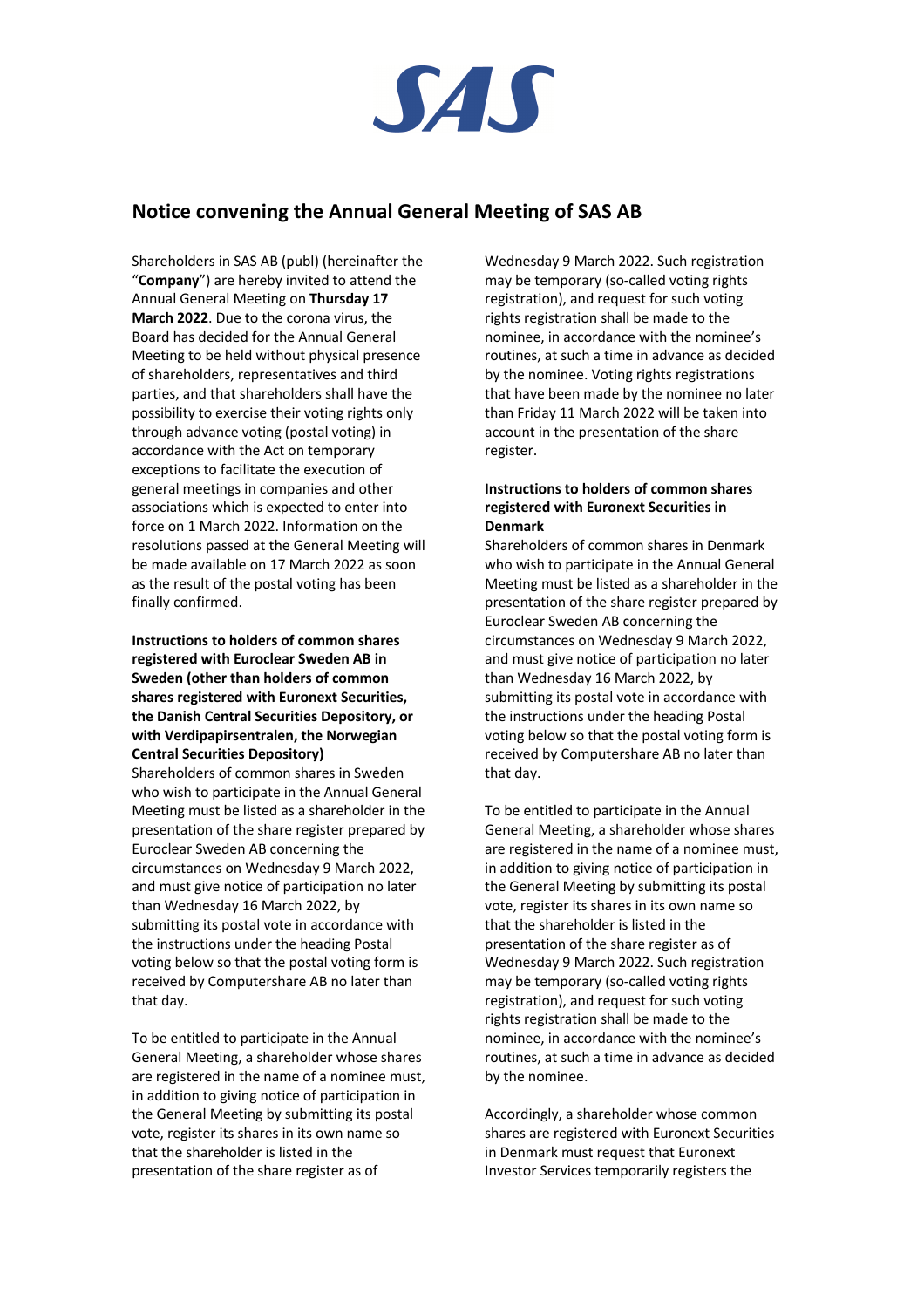SAS

# Notice convening the Annual General Meeting of SAS AB

Shareholders in SAS AB (publ) (hereinafter the "**Company**") are hereby invited to attend the Annual General Meeting on **Thursday 17 March 2022**. Due to the corona virus, the Board has decided for the Annual General Meeting to be held without physical presence of shareholders, representatives and third parties, and that shareholders shall have the possibility to exercise their voting rights only through advance voting (postal voting) in accordance with the Act on temporary exceptions to facilitate the execution of general meetings in companies and other associations which is expected to enter into force on 1 March 2022. Information on the resolutions passed at the General Meeting will be made available on 17 March 2022 as soon as the result of the postal voting has been finally confirmed.

**Instructions to holders of common shares registered with Euroclear Sweden AB in Sweden (other than holders of common shares registered with Euronext Securities, the Danish Central Securities Depository, or with Verdipapirsentralen, the Norwegian Central Securities Depository)**

Shareholders of common shares in Sweden who wish to participate in the Annual General Meeting must be listed as a shareholder in the presentation of the share register prepared by Euroclear Sweden AB concerning the circumstances on Wednesday 9 March 2022, and must give notice of participation no later than Wednesday 16 March 2022, by submitting its postal vote in accordance with the instructions under the heading Postal voting below so that the postal voting form is received by Computershare AB no later than that day.

To be entitled to participate in the Annual General Meeting, a shareholder whose shares are registered in the name of a nominee must, in addition to giving notice of participation in the General Meeting by submitting its postal vote, register its shares in its own name so that the shareholder is listed in the presentation of the share register as of Wednesday 9 March 2022. Such registration may be temporary (so-called voting rights registration), and request for such voting rights registration shall be made to the nominee, in accordance with the nominee's routines, at such a time in advance as decided by the nominee. Voting rights registrations that have been made by the nominee no later than Friday 11 March 2022 will be taken into account in the presentation of the share register.

**Instructions to holders of common shares registered with Euronext Securities in Denmark**

Shareholders of common shares in Denmark who wish to participate in the Annual General Meeting must be listed as a shareholder in the presentation of the share register prepared by Euroclear Sweden AB concerning the circumstances on Wednesday 9 March 2022, and must give notice of participation no later than Wednesday 16 March 2022, by submitting its postal vote in accordance with the instructions under the heading Postal voting below so that the postal voting form is received by Computershare AB no later than that day.

To be entitled to participate in the Annual General Meeting, a shareholder whose shares are registered in the name of a nominee must, in addition to giving notice of participation in the General Meeting by submitting its postal vote, register its shares in its own name so that the shareholder is listed in the presentation of the share register as of Wednesday 9 March 2022. Such registration may be temporary (so-called voting rights registration), and request for such voting rights registration shall be made to the nominee, in accordance with the nominee's routines, at such a time in advance as decided by the nominee.

Accordingly, a shareholder whose common shares are registered with Euronext Securities in Denmark must request that Euronext Investor Services temporarily registers the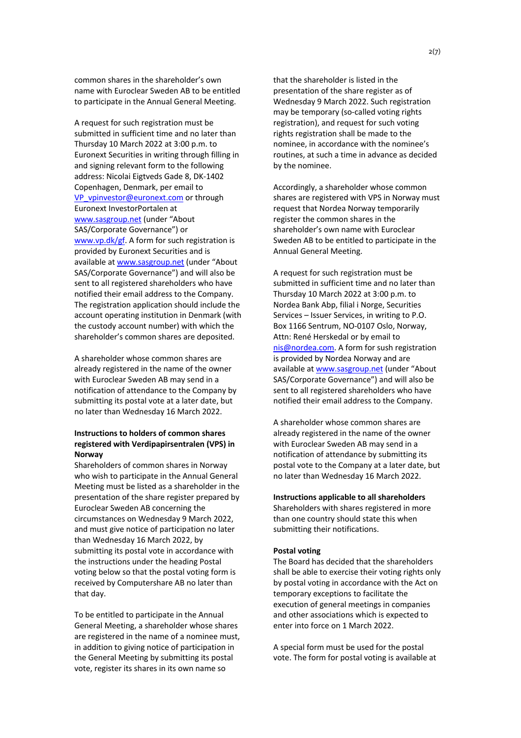common shares in the shareholder's own name with Euroclear Sweden AB to be entitled to participate in the Annual General Meeting.

A request for such registration must be submitted in sufficient time and no later than Thursday 10 March 2022 at 3:00 p.m. to Euronext Securities in writing through filling in and signing relevant form to the following address: Nicolai Eigtveds Gade 8, DK-1402 Copenhagen, Denmark, per email to VP_vpinvestor@euronext.com or through Euronext InvestorPortalen at www.sasgroup.net (under "About SAS/Corporate Governance") or www.vp.dk/gf. A form for such registration is provided by Euronext Securities and is available at www.sasgroup.net (under "About SAS/Corporate Governance") and will also be sent to all registered shareholders who have notified their email address to the Company. The registration application should include the account operating institution in Denmark (with the custody account number) with which the shareholder's common shares are deposited.

A shareholder whose common shares are already registered in the name of the owner with Euroclear Sweden AB may send in a notification of attendance to the Company by submitting its postal vote at a later date, but no later than Wednesday 16 March 2022.

**Instructions to holders of common shares registered with Verdipapirsentralen (VPS) in Norway**
Shareholders of common shares in Norway who wish to participate in the Annual General Meeting must be listed as a shareholder in the presentation of the share register prepared by Euroclear Sweden AB concerning the circumstances on Wednesday 9 March 2022, and must give notice of participation no later than Wednesday 16 March 2022, by submitting its postal vote in accordance with the instructions under the heading Postal voting below so that the postal voting form is received by Computershare AB no later than that day.

To be entitled to participate in the Annual General Meeting, a shareholder whose shares are registered in the name of a nominee must, in addition to giving notice of participation in the General Meeting by submitting its postal vote, register its shares in its own name so that the shareholder is listed in the presentation of the share register as of Wednesday 9 March 2022. Such registration may be temporary (so-called voting rights registration), and request for such voting rights registration shall be made to the nominee, in accordance with the nominee's routines, at such a time in advance as decided by the nominee.

Accordingly, a shareholder whose common shares are registered with VPS in Norway must request that Nordea Norway temporarily register the common shares in the shareholder's own name with Euroclear Sweden AB to be entitled to participate in the Annual General Meeting.

A request for such registration must be submitted in sufficient time and no later than Thursday 10 March 2022 at 3:00 p.m. to Nordea Bank Abp, filial i Norge, Securities Services – Issuer Services, in writing to P.O. Box 1166 Sentrum, NO-0107 Oslo, Norway, Attn: René Herskedal or by email to nis@nordea.com. A form for sush registration is provided by Nordea Norway and are available at www.sasgroup.net (under "About SAS/Corporate Governance") and will also be sent to all registered shareholders who have notified their email address to the Company.

A shareholder whose common shares are already registered in the name of the owner with Euroclear Sweden AB may send in a notification of attendance by submitting its postal vote to the Company at a later date, but no later than Wednesday 16 March 2022.

**Instructions applicable to all shareholders**
Shareholders with shares registered in more than one country should state this when submitting their notifications.

**Postal voting**
The Board has decided that the shareholders shall be able to exercise their voting rights only by postal voting in accordance with the Act on temporary exceptions to facilitate the execution of general meetings in companies and other associations which is expected to enter into force on 1 March 2022.

A special form must be used for the postal vote. The form for postal voting is available at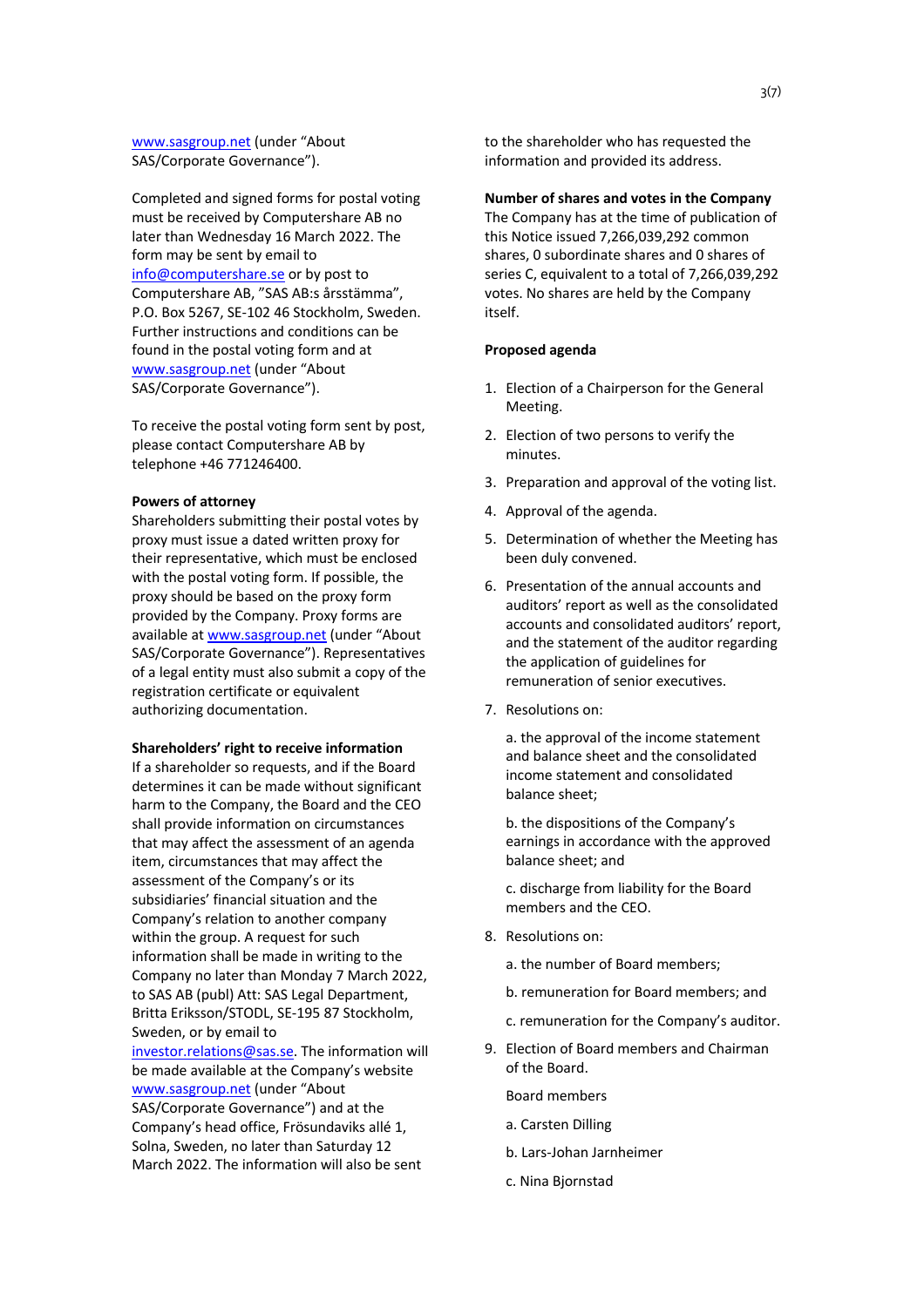www.sasgroup.net (under "About SAS/Corporate Governance").

Completed and signed forms for postal voting must be received by Computershare AB no later than Wednesday 16 March 2022. The form may be sent by email to info@computershare.se or by post to Computershare AB, "SAS AB:s årsstämma", P.O. Box 5267, SE-102 46 Stockholm, Sweden. Further instructions and conditions can be found in the postal voting form and at www.sasgroup.net (under "About SAS/Corporate Governance").

To receive the postal voting form sent by post, please contact Computershare AB by telephone +46 771246400.

**Powers of attorney**

Shareholders submitting their postal votes by proxy must issue a dated written proxy for their representative, which must be enclosed with the postal voting form. If possible, the proxy should be based on the proxy form provided by the Company. Proxy forms are available at www.sasgroup.net (under "About SAS/Corporate Governance"). Representatives of a legal entity must also submit a copy of the registration certificate or equivalent authorizing documentation.

**Shareholders' right to receive information**

If a shareholder so requests, and if the Board determines it can be made without significant harm to the Company, the Board and the CEO shall provide information on circumstances that may affect the assessment of an agenda item, circumstances that may affect the assessment of the Company's or its subsidiaries' financial situation and the Company's relation to another company within the group. A request for such information shall be made in writing to the Company no later than Monday 7 March 2022, to SAS AB (publ) Att: SAS Legal Department, Britta Eriksson/STODL, SE-195 87 Stockholm, Sweden, or by email to investor.relations@sas.se. The information will be made available at the Company's website www.sasgroup.net (under "About SAS/Corporate Governance") and at the Company's head office, Frösundaviks allé 1, Solna, Sweden, no later than Saturday 12 March 2022. The information will also be sent to the shareholder who has requested the information and provided its address.

**Number of shares and votes in the Company**

The Company has at the time of publication of this Notice issued 7,266,039,292 common shares, 0 subordinate shares and 0 shares of series C, equivalent to a total of 7,266,039,292 votes. No shares are held by the Company itself.

**Proposed agenda**

1. Election of a Chairperson for the General Meeting.
2. Election of two persons to verify the minutes.
3. Preparation and approval of the voting list.
4. Approval of the agenda.
5. Determination of whether the Meeting has been duly convened.
6. Presentation of the annual accounts and auditors' report as well as the consolidated accounts and consolidated auditors' report, and the statement of the auditor regarding the application of guidelines for remuneration of senior executives.
7. Resolutions on:

   a. the approval of the income statement and balance sheet and the consolidated income statement and consolidated balance sheet;

   b. the dispositions of the Company's earnings in accordance with the approved balance sheet; and

   c. discharge from liability for the Board members and the CEO.
8. Resolutions on:

   a. the number of Board members;

   b. remuneration for Board members; and

   c. remuneration for the Company's auditor.
9. Election of Board members and Chairman of the Board.

   Board members

   a. Carsten Dilling

   b. Lars-Johan Jarnheimer

   c. Nina Bjornstad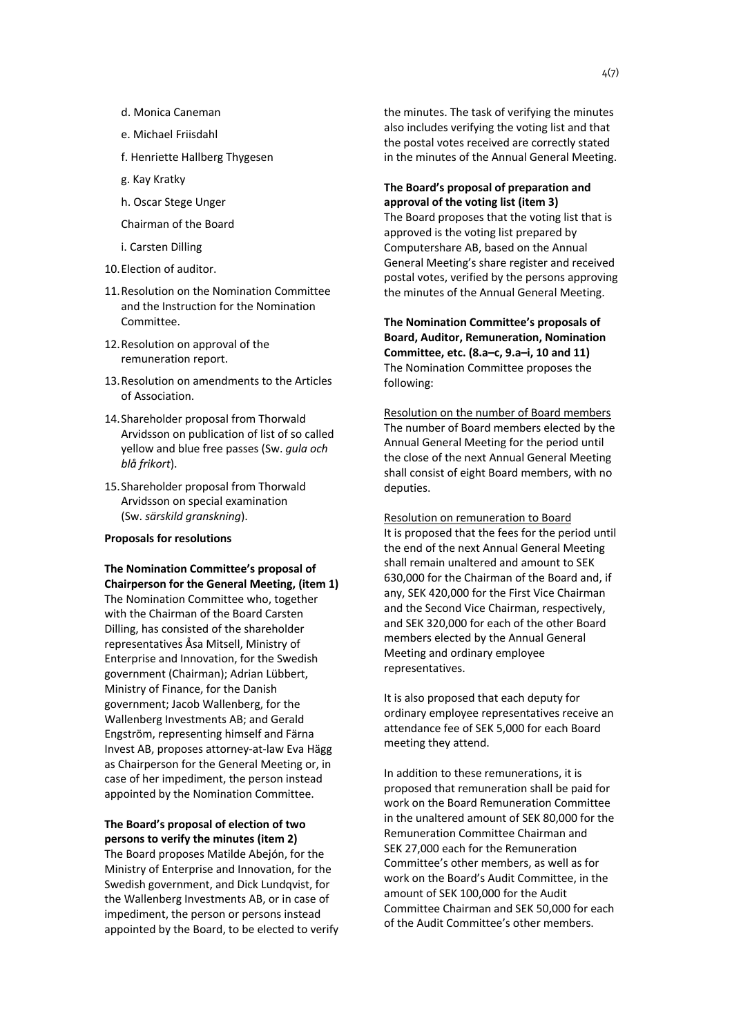d. Monica Caneman

e. Michael Friisdahl

f. Henriette Hallberg Thygesen

g. Kay Kratky

h. Oscar Stege Unger

Chairman of the Board

i. Carsten Dilling

10. Election of auditor.

11. Resolution on the Nomination Committee and the Instruction for the Nomination Committee.

12. Resolution on approval of the remuneration report.

13. Resolution on amendments to the Articles of Association.

14. Shareholder proposal from Thorwald Arvidsson on publication of list of so called yellow and blue free passes (Sw. *gula och blå frikort*).

15. Shareholder proposal from Thorwald Arvidsson on special examination (Sw. *särskild granskning*).

**Proposals for resolutions**

**The Nomination Committee's proposal of Chairperson for the General Meeting, (item 1)**
The Nomination Committee who, together with the Chairman of the Board Carsten Dilling, has consisted of the shareholder representatives Åsa Mitsell, Ministry of Enterprise and Innovation, for the Swedish government (Chairman); Adrian Lübbert, Ministry of Finance, for the Danish government; Jacob Wallenberg, for the Wallenberg Investments AB; and Gerald Engström, representing himself and Färna Invest AB, proposes attorney-at-law Eva Hägg as Chairperson for the General Meeting or, in case of her impediment, the person instead appointed by the Nomination Committee.

**The Board's proposal of election of two persons to verify the minutes (item 2)**
The Board proposes Matilde Abejón, for the Ministry of Enterprise and Innovation, for the Swedish government, and Dick Lundqvist, for the Wallenberg Investments AB, or in case of impediment, the person or persons instead appointed by the Board, to be elected to verify the minutes. The task of verifying the minutes also includes verifying the voting list and that the postal votes received are correctly stated in the minutes of the Annual General Meeting.

**The Board's proposal of preparation and approval of the voting list (item 3)**
The Board proposes that the voting list that is approved is the voting list prepared by Computershare AB, based on the Annual General Meeting's share register and received postal votes, verified by the persons approving the minutes of the Annual General Meeting.

**The Nomination Committee's proposals of Board, Auditor, Remuneration, Nomination Committee, etc. (8.a–c, 9.a–i, 10 and 11)**
The Nomination Committee proposes the following:

<u>Resolution on the number of Board members</u>
The number of Board members elected by the Annual General Meeting for the period until the close of the next Annual General Meeting shall consist of eight Board members, with no deputies.

<u>Resolution on remuneration to Board</u>
It is proposed that the fees for the period until the end of the next Annual General Meeting shall remain unaltered and amount to SEK 630,000 for the Chairman of the Board and, if any, SEK 420,000 for the First Vice Chairman and the Second Vice Chairman, respectively, and SEK 320,000 for each of the other Board members elected by the Annual General Meeting and ordinary employee representatives.

It is also proposed that each deputy for ordinary employee representatives receive an attendance fee of SEK 5,000 for each Board meeting they attend.

In addition to these remunerations, it is proposed that remuneration shall be paid for work on the Board Remuneration Committee in the unaltered amount of SEK 80,000 for the Remuneration Committee Chairman and SEK 27,000 each for the Remuneration Committee's other members, as well as for work on the Board's Audit Committee, in the amount of SEK 100,000 for the Audit Committee Chairman and SEK 50,000 for each of the Audit Committee's other members.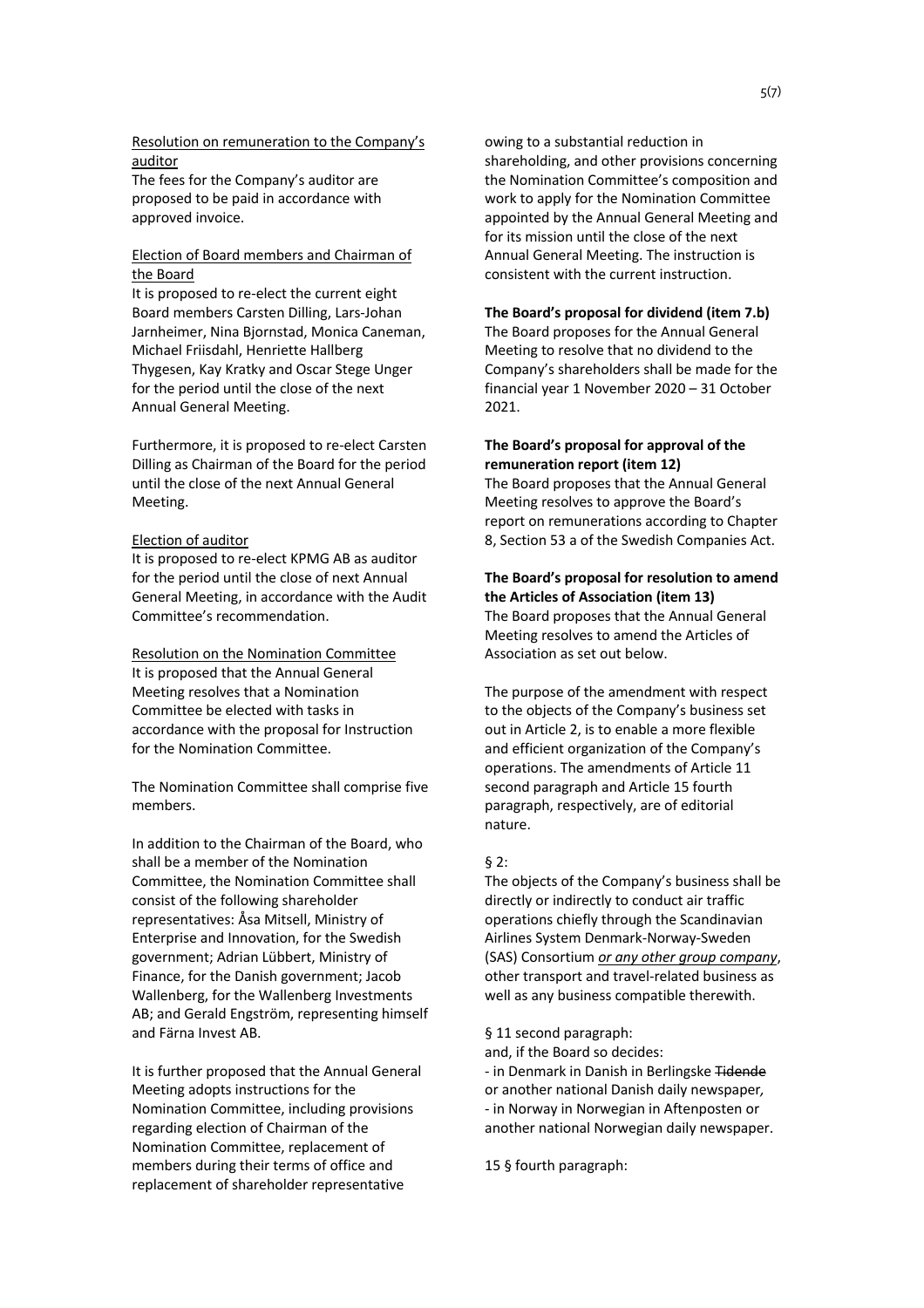Resolution on remuneration to the Company's auditor

The fees for the Company's auditor are proposed to be paid in accordance with approved invoice.

Election of Board members and Chairman of the Board

It is proposed to re-elect the current eight Board members Carsten Dilling, Lars-Johan Jarnheimer, Nina Bjornstad, Monica Caneman, Michael Friisdahl, Henriette Hallberg Thygesen, Kay Kratky and Oscar Stege Unger for the period until the close of the next Annual General Meeting.

Furthermore, it is proposed to re-elect Carsten Dilling as Chairman of the Board for the period until the close of the next Annual General Meeting.

Election of auditor

It is proposed to re-elect KPMG AB as auditor for the period until the close of next Annual General Meeting, in accordance with the Audit Committee's recommendation.

Resolution on the Nomination Committee

It is proposed that the Annual General Meeting resolves that a Nomination Committee be elected with tasks in accordance with the proposal for Instruction for the Nomination Committee.

The Nomination Committee shall comprise five members.

In addition to the Chairman of the Board, who shall be a member of the Nomination Committee, the Nomination Committee shall consist of the following shareholder representatives: Åsa Mitsell, Ministry of Enterprise and Innovation, for the Swedish government; Adrian Lübbert, Ministry of Finance, for the Danish government; Jacob Wallenberg, for the Wallenberg Investments AB; and Gerald Engström, representing himself and Färna Invest AB.

It is further proposed that the Annual General Meeting adopts instructions for the Nomination Committee, including provisions regarding election of Chairman of the Nomination Committee, replacement of members during their terms of office and replacement of shareholder representative owing to a substantial reduction in shareholding, and other provisions concerning the Nomination Committee's composition and work to apply for the Nomination Committee appointed by the Annual General Meeting and for its mission until the close of the next Annual General Meeting. The instruction is consistent with the current instruction.

**The Board's proposal for dividend (item 7.b)**

The Board proposes for the Annual General Meeting to resolve that no dividend to be made for the Company's shareholders shall be made for the financial year 1 November 2020 – 31 October 2021.

**The Board's proposal for approval of the remuneration report (item 12)**

The Board proposes that the Annual General Meeting resolves to approve the Board's report on remunerations according to Chapter 8, Section 53 a of the Swedish Companies Act.

**The Board's proposal for resolution to amend the Articles of Association (item 13)**

The Board proposes that the Annual General Meeting resolves to amend the Articles of Association as set out below.

The purpose of the amendment with respect to the objects of the Company's business set out in Article 2, is to enable a more flexible and efficient organization of the Company's operations. The amendments of Article 11 second paragraph and Article 15 fourth paragraph, respectively, are of editorial nature.

§ 2:

The objects of the Company's business shall be directly or indirectly to conduct air traffic operations chiefly through the Scandinavian Airlines System Denmark-Norway-Sweden (SAS) Consortium *or any other group company*, other transport and travel-related business as well as any business compatible therewith.

§ 11 second paragraph:

and, if the Board so decides:

- in Denmark in Danish in Berlingske ~~Tidende~~ or another national Danish daily newspaper,
- in Norway in Norwegian in Aftenposten or another national Norwegian daily newspaper.

15 § fourth paragraph: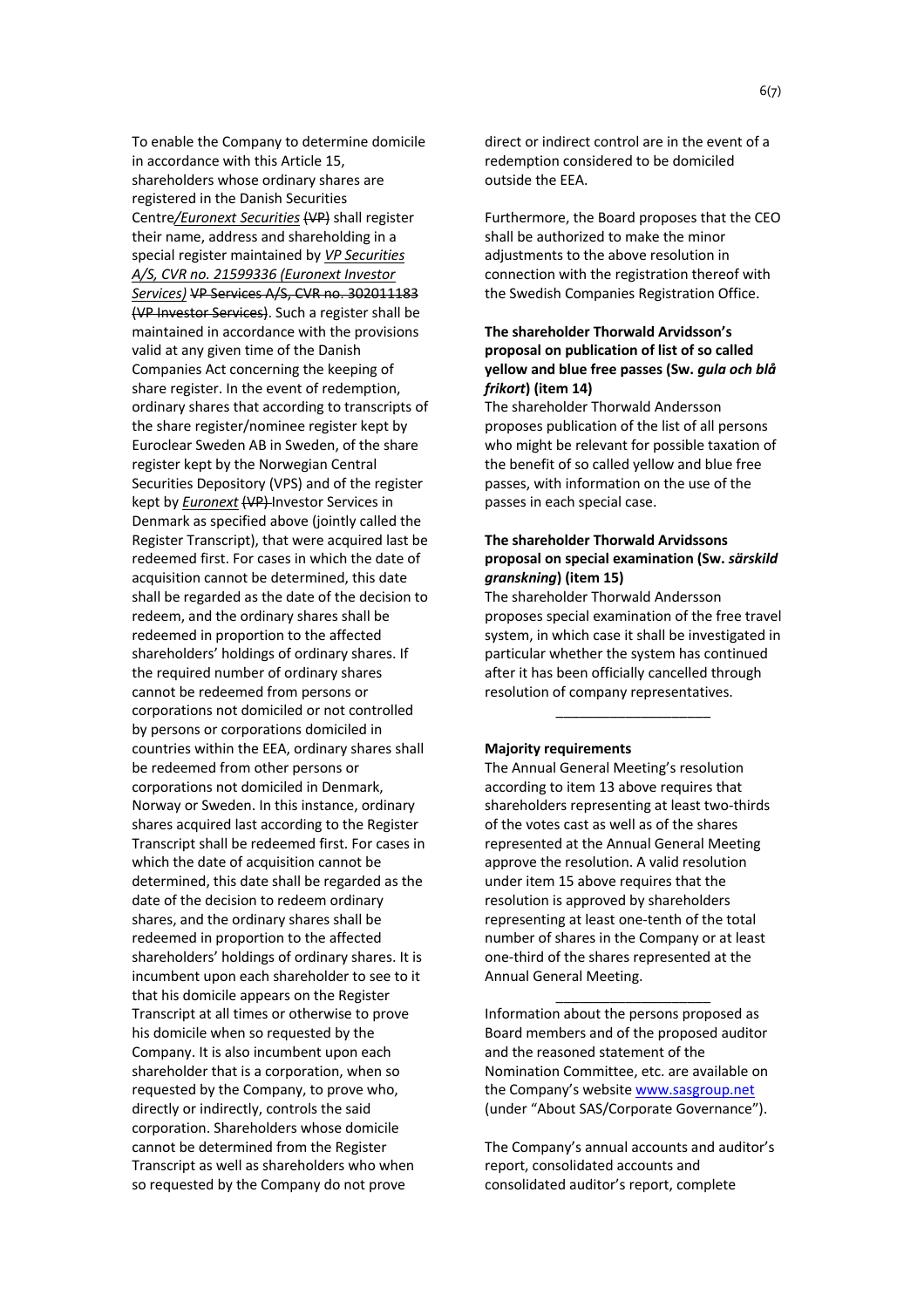To enable the Company to determine domicile in accordance with this Article 15, shareholders whose ordinary shares are registered in the Danish Securities Centre*/Euronext Securities* ~~(VP)~~ shall register their name, address and shareholding in a special register maintained by *VP Securities A/S, CVR no. 21599336 (Euronext Investor Services)* ~~VP Services A/S, CVR no. 302011183 (VP Investor Services)~~. Such a register shall be maintained in accordance with the provisions valid at any given time of the Danish Companies Act concerning the keeping of share register. In the event of redemption, ordinary shares that according to transcripts of the share register/nominee register kept by Euroclear Sweden AB in Sweden, of the share register kept by the Norwegian Central Securities Depository (VPS) and of the register kept by *Euronext* ~~(VP)~~ Investor Services in Denmark as specified above (jointly called the Register Transcript), that were acquired last be redeemed first. For cases in which the date of acquisition cannot be determined, this date shall be regarded as the date of the decision to redeem, and the ordinary shares shall be redeemed in proportion to the affected shareholders' holdings of ordinary shares. If the required number of ordinary shares cannot be redeemed from persons or corporations not domiciled or not controlled by persons or corporations domiciled in countries within the EEA, ordinary shares shall be redeemed from other persons or corporations not domiciled in Denmark, Norway or Sweden. In this instance, ordinary shares acquired last according to the Register Transcript shall be redeemed first. For cases in which the date of acquisition cannot be determined, this date shall be regarded as the date of the decision to redeem ordinary shares, and the ordinary shares shall be redeemed in proportion to the affected shareholders' holdings of ordinary shares. It is incumbent upon each shareholder to see to it that his domicile appears on the Register Transcript at all times or otherwise to prove his domicile when so requested by the Company. It is also incumbent upon each shareholder that is a corporation, when so requested by the Company, to prove who, directly or indirectly, controls the said corporation. Shareholders whose domicile cannot be determined from the Register Transcript as well as shareholders who when so requested by the Company do not prove direct or indirect control are in the event of a redemption considered to be domiciled outside the EEA.

Furthermore, the Board proposes that the CEO shall be authorized to make the minor adjustments to the above resolution in connection with the registration thereof with the Swedish Companies Registration Office.

**The shareholder Thorwald Arvidsson's proposal on publication of list of so called yellow and blue free passes (Sw. *gula och blå frikort*) (item 14)**

The shareholder Thorwald Andersson proposes publication of the list of all persons who might be relevant for possible taxation of the benefit of so called yellow and blue free passes, with information on the use of the passes in each special case.

**The shareholder Thorwald Arvidssons proposal on special examination (Sw. *särskild granskning*) (item 15)**

The shareholder Thorwald Andersson proposes special examination of the free travel system, in which case it shall be investigated in particular whether the system has continued after it has been officially cancelled through resolution of company representatives.

---

**Majority requirements**

The Annual General Meeting's resolution according to item 13 above requires that shareholders representing at least two-thirds of the votes cast as well as of the shares represented at the Annual General Meeting approve the resolution. A valid resolution under item 15 above requires that the resolution is approved by shareholders representing at least one-tenth of the total number of shares in the Company or at least one-third of the shares represented at the Annual General Meeting.

---

Information about the persons proposed as Board members and of the proposed auditor and the reasoned statement of the Nomination Committee, etc. are available on the Company's website www.sasgroup.net (under "About SAS/Corporate Governance").

The Company's annual accounts and auditor's report, consolidated accounts and consolidated auditor's report, complete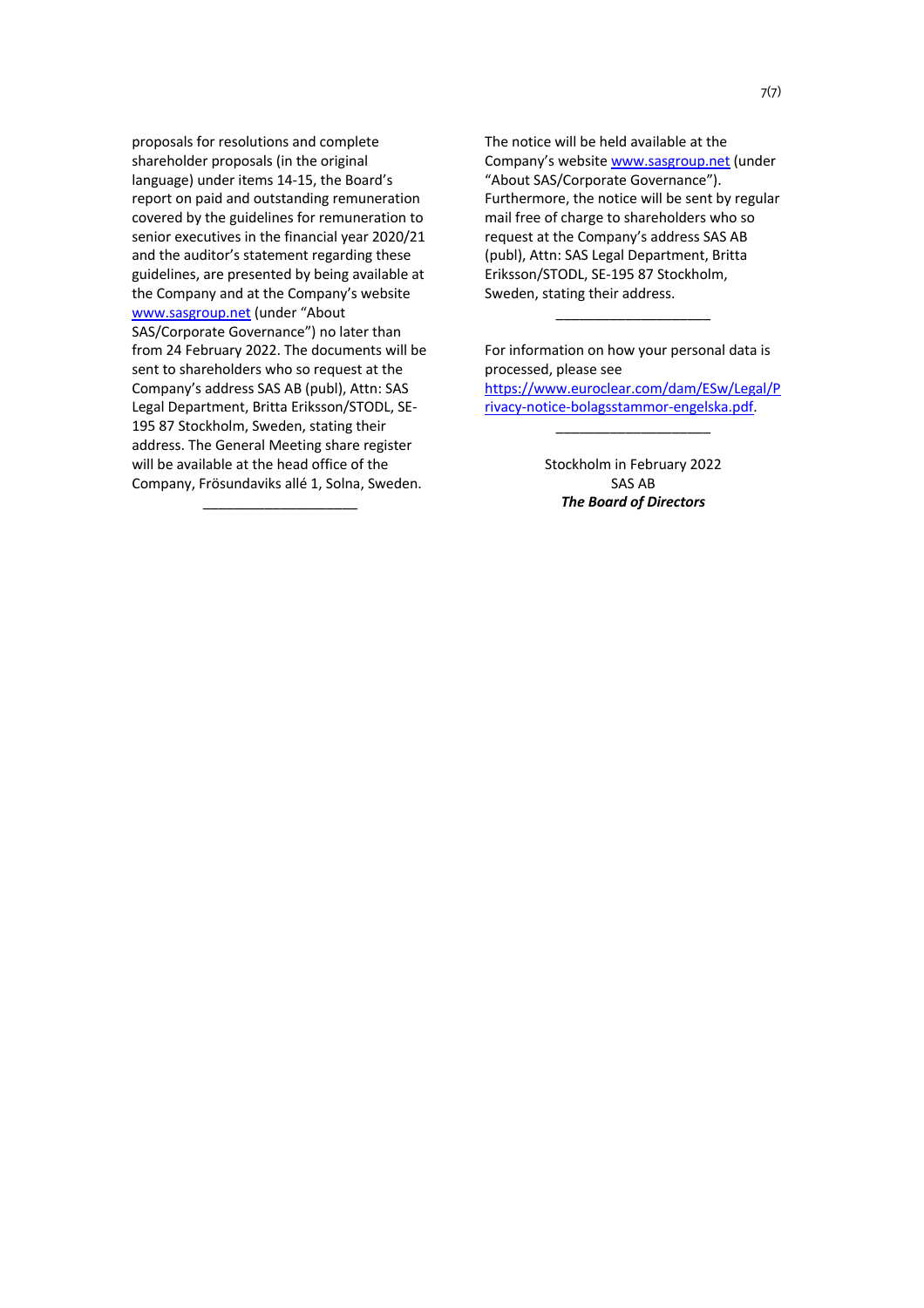proposals for resolutions and complete shareholder proposals (in the original language) under items 14-15, the Board's report on paid and outstanding remuneration covered by the guidelines for remuneration to senior executives in the financial year 2020/21 and the auditor's statement regarding these guidelines, are presented by being available at the Company and at the Company's website [www.sasgroup.net](www.sasgroup.net) (under "About SAS/Corporate Governance") no later than from 24 February 2022. The documents will be sent to shareholders who so request at the Company's address SAS AB (publ), Attn: SAS Legal Department, Britta Eriksson/STODL, SE-195 87 Stockholm, Sweden, stating their address. The General Meeting share register will be available at the head office of the Company, Frösundaviks allé 1, Solna, Sweden.

\_\_\_\_\_\_\_\_\_\_\_\_\_\_\_\_\_\_\_\_

The notice will be held available at the Company's website [www.sasgroup.net](www.sasgroup.net) (under "About SAS/Corporate Governance"). Furthermore, the notice will be sent by regular mail free of charge to shareholders who so request at the Company's address SAS AB (publ), Attn: SAS Legal Department, Britta Eriksson/STODL, SE-195 87 Stockholm, Sweden, stating their address.

\_\_\_\_\_\_\_\_\_\_\_\_\_\_\_\_\_\_\_\_

For information on how your personal data is processed, please see [https://www.euroclear.com/dam/ESw/Legal/Privacy-notice-bolagsstammor-engelska.pdf](https://www.euroclear.com/dam/ESw/Legal/Privacy-notice-bolagsstammor-engelska.pdf).

\_\_\_\_\_\_\_\_\_\_\_\_\_\_\_\_\_\_\_\_

Stockholm in February 2022
SAS AB
***The Board of Directors***